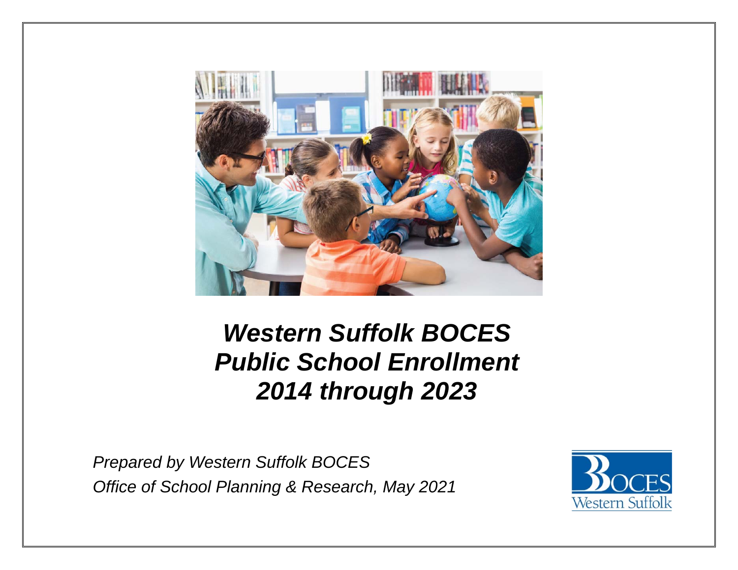# *Western Suffolk BOCES Public School Enrollment 2014 through 2023*

*Prepared by Western Suffolk BOCES*
*Office of School Planning & Research, May 2021*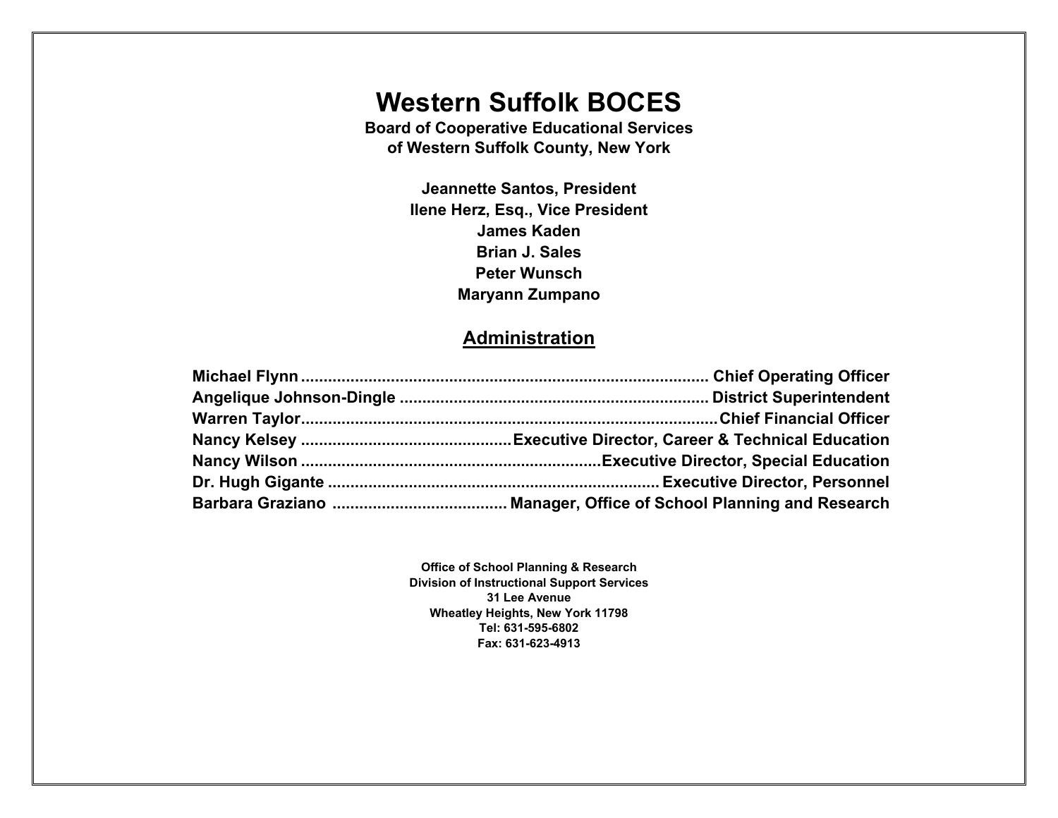# Western Suffolk BOCES

**Board of Cooperative Educational Services**
**of Western Suffolk County, New York**

**Jeannette Santos, President**
**Ilene Herz, Esq., Vice President**
**James Kaden**
**Brian J. Sales**
**Peter Wunsch**
**Maryann Zumpano**

## Administration

**Michael Flynn** ........................................................................................ **Chief Operating Officer**
**Angelique Johnson-Dingle** .................................................................... **District Superintendent**
**Warren Taylor**............................................................................................ **Chief Financial Officer**
**Nancy Kelsey** ............................................... **Executive Director, Career & Technical Education**
**Nancy Wilson** .................................................................. **Executive Director, Special Education**
**Dr. Hugh Gigante** ......................................................................... **Executive Director, Personnel**
**Barbara Graziano** ....................................... **Manager, Office of School Planning and Research**

**Office of School Planning & Research**
**Division of Instructional Support Services**
**31 Lee Avenue**
**Wheatley Heights, New York 11798**
**Tel: 631-595-6802**
**Fax: 631-623-4913**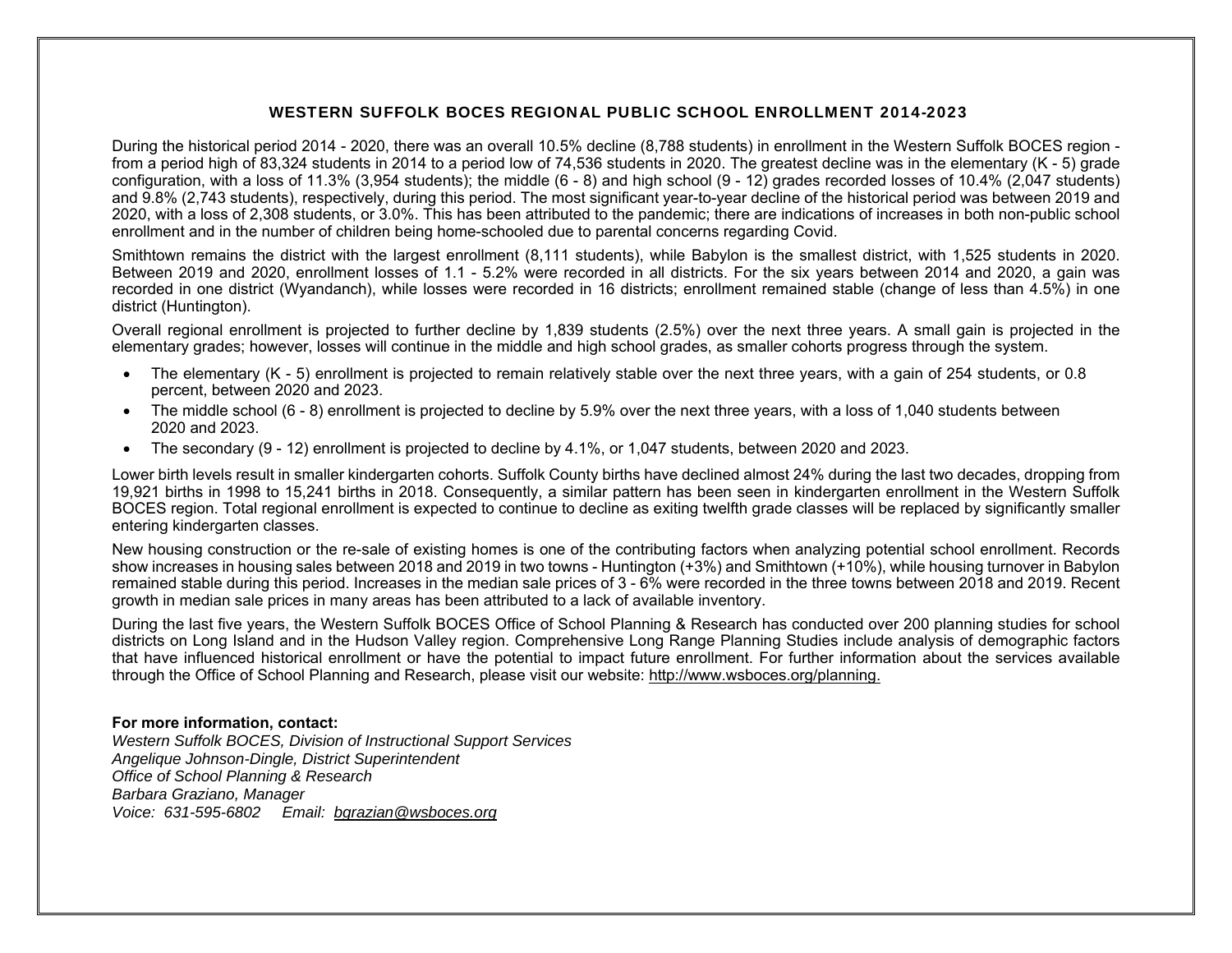## WESTERN SUFFOLK BOCES REGIONAL PUBLIC SCHOOL ENROLLMENT 2014-2023

During the historical period 2014 - 2020, there was an overall 10.5% decline (8,788 students) in enrollment in the Western Suffolk BOCES region - from a period high of 83,324 students in 2014 to a period low of 74,536 students in 2020. The greatest decline was in the elementary (K - 5) grade configuration, with a loss of 11.3% (3,954 students); the middle (6 - 8) and high school (9 - 12) grades recorded losses of 10.4% (2,047 students) and 9.8% (2,743 students), respectively, during this period. The most significant year-to-year decline of the historical period was between 2019 and 2020, with a loss of 2,308 students, or 3.0%. This has been attributed to the pandemic; there are indications of increases in both non-public school enrollment and in the number of children being home-schooled due to parental concerns regarding Covid.

Smithtown remains the district with the largest enrollment (8,111 students), while Babylon is the smallest district, with 1,525 students in 2020. Between 2019 and 2020, enrollment losses of 1.1 - 5.2% were recorded in all districts. For the six years between 2014 and 2020, a gain was recorded in one district (Wyandanch), while losses were recorded in 16 districts; enrollment remained stable (change of less than 4.5%) in one district (Huntington).

Overall regional enrollment is projected to further decline by 1,839 students (2.5%) over the next three years. A small gain is projected in the elementary grades; however, losses will continue in the middle and high school grades, as smaller cohorts progress through the system.

- The elementary (K - 5) enrollment is projected to remain relatively stable over the next three years, with a gain of 254 students, or 0.8 percent, between 2020 and 2023.
- The middle school (6 - 8) enrollment is projected to decline by 5.9% over the next three years, with a loss of 1,040 students between 2020 and 2023.
- The secondary (9 - 12) enrollment is projected to decline by 4.1%, or 1,047 students, between 2020 and 2023.

Lower birth levels result in smaller kindergarten cohorts. Suffolk County births have declined almost 24% during the last two decades, dropping from 19,921 births in 1998 to 15,241 births in 2018. Consequently, a similar pattern has been seen in kindergarten enrollment in the Western Suffolk BOCES region. Total regional enrollment is expected to continue to decline as exiting twelfth grade classes will be replaced by significantly smaller entering kindergarten classes.

New housing construction or the re-sale of existing homes is one of the contributing factors when analyzing potential school enrollment. Records show increases in housing sales between 2018 and 2019 in two towns - Huntington (+3%) and Smithtown (+10%), while housing turnover in Babylon remained stable during this period. Increases in the median sale prices of 3 - 6% were recorded in the three towns between 2018 and 2019. Recent growth in median sale prices in many areas has been attributed to a lack of available inventory.

During the last five years, the Western Suffolk BOCES Office of School Planning & Research has conducted over 200 planning studies for school districts on Long Island and in the Hudson Valley region. Comprehensive Long Range Planning Studies include analysis of demographic factors that have influenced historical enrollment or have the potential to impact future enrollment. For further information about the services available through the Office of School Planning and Research, please visit our website: http://www.wsboces.org/planning.

**For more information, contact:**
*Western Suffolk BOCES, Division of Instructional Support Services*
*Angelique Johnson-Dingle, District Superintendent*
*Office of School Planning & Research*
*Barbara Graziano, Manager*
*Voice: 631-595-6802 Email: bgrazian@wsboces.org*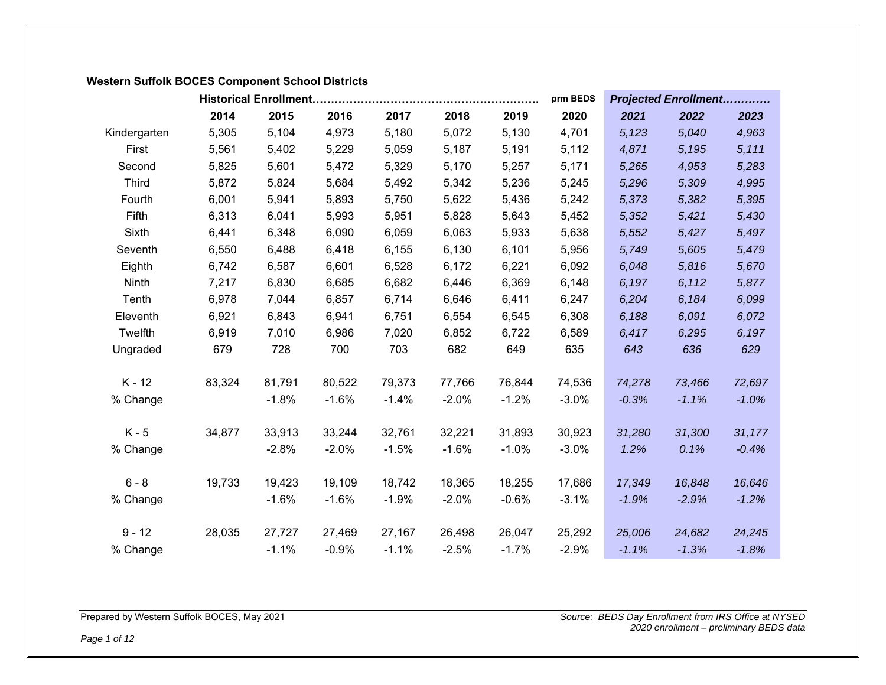**Western Suffolk BOCES Component School Districts**

| | Historical Enrollment…… | | | | | | prm BEDS | *Projected Enrollment…………* | | |
|---|---|---|---|---|---|---|---|---|---|---|
| | **2014** | **2015** | **2016** | **2017** | **2018** | **2019** | **2020** | ***2021*** | ***2022*** | ***2023*** |
| Kindergarten | 5,305 | 5,104 | 4,973 | 5,180 | 5,072 | 5,130 | 4,701 | *5,123* | *5,040* | *4,963* |
| First | 5,561 | 5,402 | 5,229 | 5,059 | 5,187 | 5,191 | 5,112 | *4,871* | *5,195* | *5,111* |
| Second | 5,825 | 5,601 | 5,472 | 5,329 | 5,170 | 5,257 | 5,171 | *5,265* | *4,953* | *5,283* |
| Third | 5,872 | 5,824 | 5,684 | 5,492 | 5,342 | 5,236 | 5,245 | *5,296* | *5,309* | *4,995* |
| Fourth | 6,001 | 5,941 | 5,893 | 5,750 | 5,622 | 5,436 | 5,242 | *5,373* | *5,382* | *5,395* |
| Fifth | 6,313 | 6,041 | 5,993 | 5,951 | 5,828 | 5,643 | 5,452 | *5,352* | *5,421* | *5,430* |
| Sixth | 6,441 | 6,348 | 6,090 | 6,059 | 6,063 | 5,933 | 5,638 | *5,552* | *5,427* | *5,497* |
| Seventh | 6,550 | 6,488 | 6,418 | 6,155 | 6,130 | 6,101 | 5,956 | *5,749* | *5,605* | *5,479* |
| Eighth | 6,742 | 6,587 | 6,601 | 6,528 | 6,172 | 6,221 | 6,092 | *6,048* | *5,816* | *5,670* |
| Ninth | 7,217 | 6,830 | 6,685 | 6,682 | 6,446 | 6,369 | 6,148 | *6,197* | *6,112* | *5,877* |
| Tenth | 6,978 | 7,044 | 6,857 | 6,714 | 6,646 | 6,411 | 6,247 | *6,204* | *6,184* | *6,099* |
| Eleventh | 6,921 | 6,843 | 6,941 | 6,751 | 6,554 | 6,545 | 6,308 | *6,188* | *6,091* | *6,072* |
| Twelfth | 6,919 | 7,010 | 6,986 | 7,020 | 6,852 | 6,722 | 6,589 | *6,417* | *6,295* | *6,197* |
| Ungraded | 679 | 728 | 700 | 703 | 682 | 649 | 635 | *643* | *636* | *629* |
| | | | | | | | | | | |
| K - 12 | 83,324 | 81,791 | 80,522 | 79,373 | 77,766 | 76,844 | 74,536 | *74,278* | *73,466* | *72,697* |
| % Change | | -1.8% | -1.6% | -1.4% | -2.0% | -1.2% | -3.0% | *-0.3%* | *-1.1%* | *-1.0%* |
| | | | | | | | | | | |
| K - 5 | 34,877 | 33,913 | 33,244 | 32,761 | 32,221 | 31,893 | 30,923 | *31,280* | *31,300* | *31,177* |
| % Change | | -2.8% | -2.0% | -1.5% | -1.6% | -1.0% | -3.0% | *1.2%* | *0.1%* | *-0.4%* |
| | | | | | | | | | | |
| 6 - 8 | 19,733 | 19,423 | 19,109 | 18,742 | 18,365 | 18,255 | 17,686 | *17,349* | *16,848* | *16,646* |
| % Change | | -1.6% | -1.6% | -1.9% | -2.0% | -0.6% | -3.1% | *-1.9%* | *-2.9%* | *-1.2%* |
| | | | | | | | | | | |
| 9 - 12 | 28,035 | 27,727 | 27,469 | 27,167 | 26,498 | 26,047 | 25,292 | *25,006* | *24,682* | *24,245* |
| % Change | | -1.1% | -0.9% | -1.1% | -2.5% | -1.7% | -2.9% | *-1.1%* | *-1.3%* | *-1.8%* |

Prepared by Western Suffolk BOCES, May 2021

*Source: BEDS Day Enrollment from IRS Office at NYSED*
*2020 enrollment – preliminary BEDS data*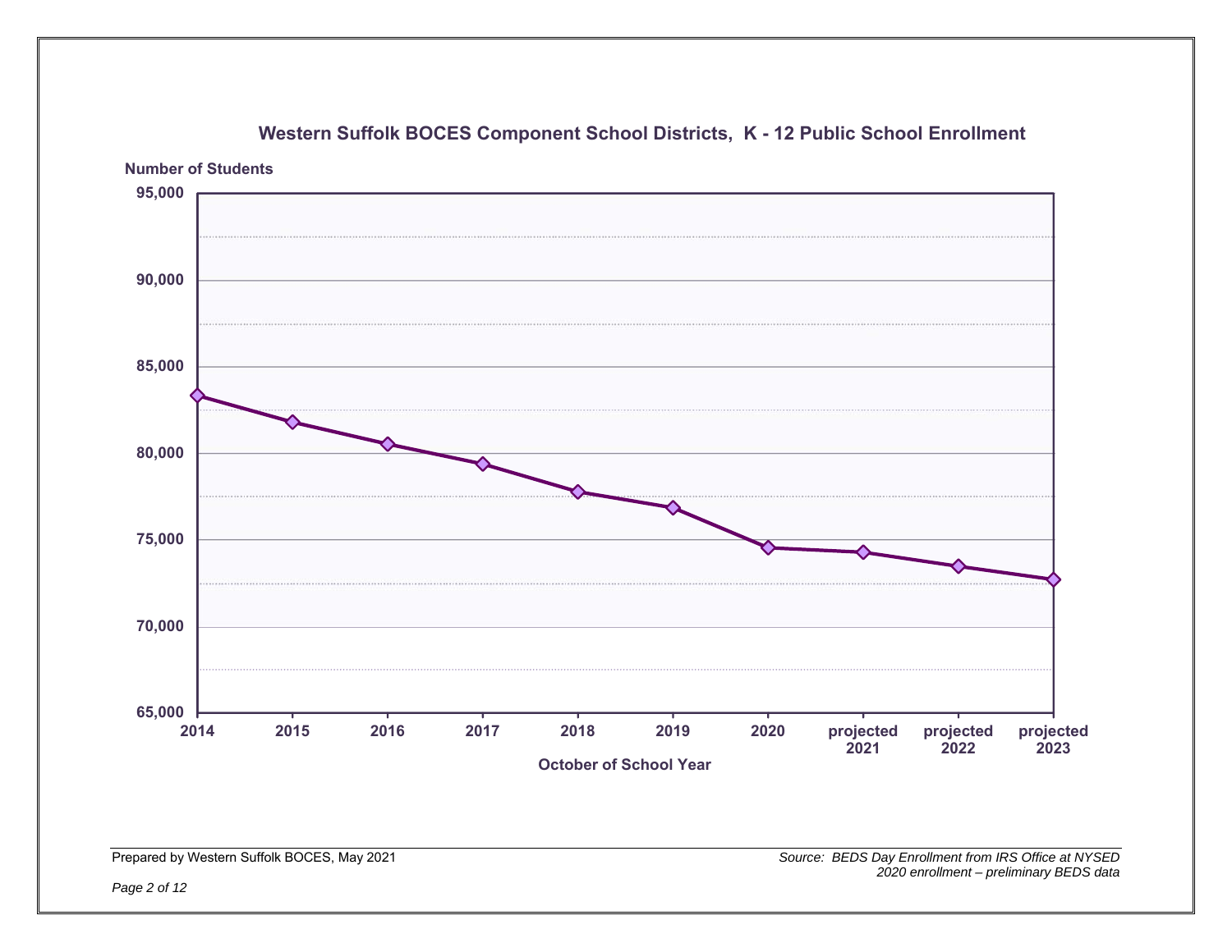## Western Suffolk BOCES Component School Districts, K - 12 Public School Enrollment

Number of Students

95,000
90,000
85,000
80,000
75,000
70,000
65,000

2014 | 2015 | 2016 | 2017 | 2018 | 2019 | 2020 | projected 2021 | projected 2022 | projected 2023

October of School Year

Prepared by Western Suffolk BOCES, May 2021

*Source: BEDS Day Enrollment from IRS Office at NYSED*
*2020 enrollment – preliminary BEDS data*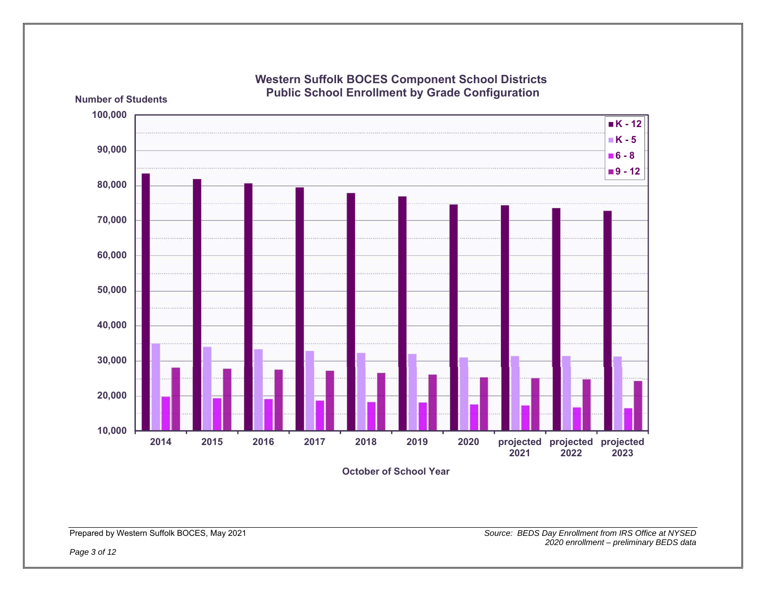## Western Suffolk BOCES Component School Districts
## Public School Enrollment by Grade Configuration

Number of Students

100,000
90,000
80,000
70,000
60,000
50,000
40,000
30,000
20,000
10,000

- K - 12
- K - 5
- 6 - 8
- 9 - 12

2014 | 2015 | 2016 | 2017 | 2018 | 2019 | 2020 | projected 2021 | projected 2022 | projected 2023

October of School Year

Prepared by Western Suffolk BOCES, May 2021

*Source: BEDS Day Enrollment from IRS Office at NYSED*
*2020 enrollment – preliminary BEDS data*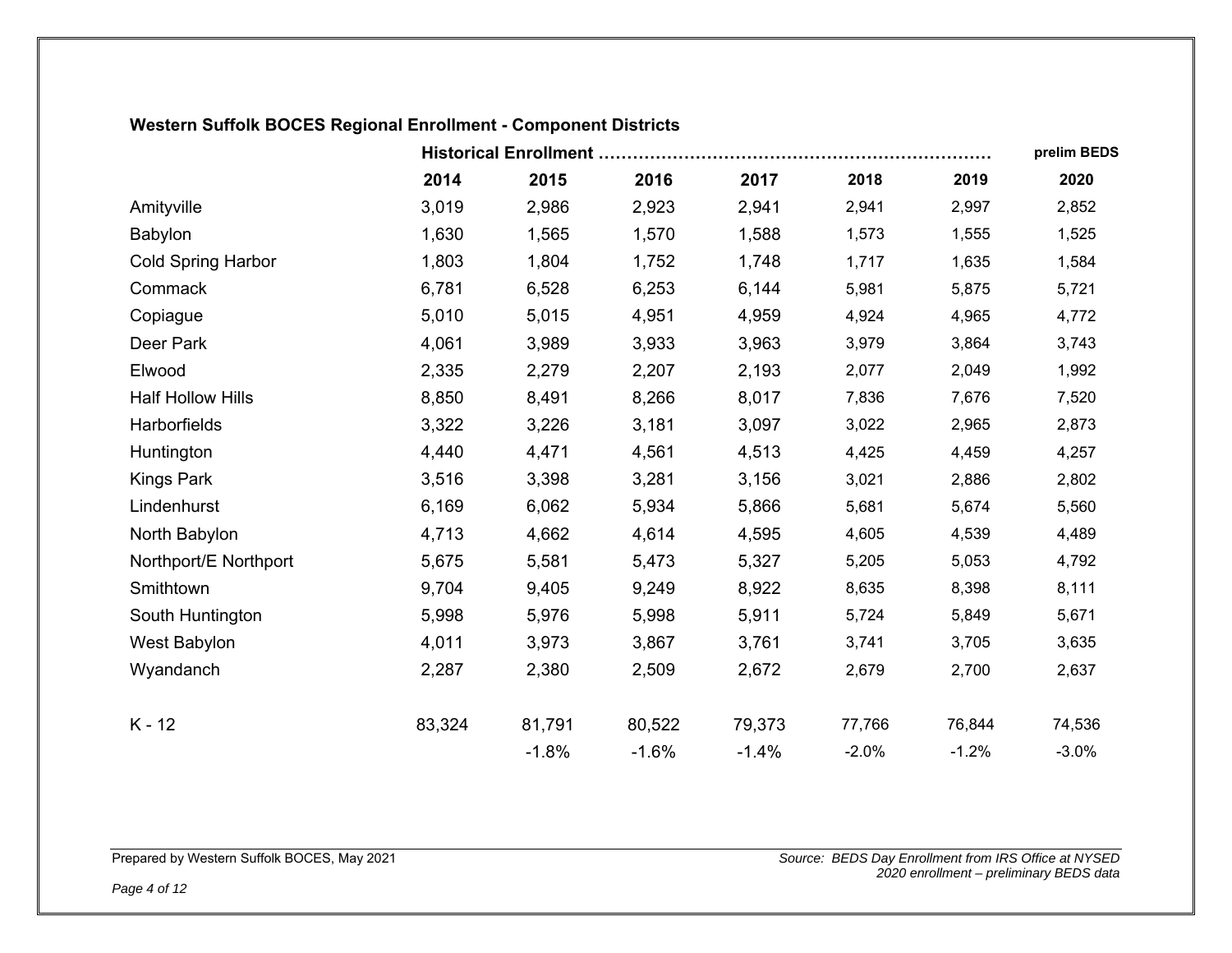### Western Suffolk BOCES Regional Enrollment - Component Districts

| | Historical Enrollment ………………………………………………………… | | | | | | prelim BEDS |
|---|---|---|---|---|---|---|---|
| | **2014** | **2015** | **2016** | **2017** | **2018** | **2019** | **2020** |
| Amityville | 3,019 | 2,986 | 2,923 | 2,941 | 2,941 | 2,997 | 2,852 |
| Babylon | 1,630 | 1,565 | 1,570 | 1,588 | 1,573 | 1,555 | 1,525 |
| Cold Spring Harbor | 1,803 | 1,804 | 1,752 | 1,748 | 1,717 | 1,635 | 1,584 |
| Commack | 6,781 | 6,528 | 6,253 | 6,144 | 5,981 | 5,875 | 5,721 |
| Copiague | 5,010 | 5,015 | 4,951 | 4,959 | 4,924 | 4,965 | 4,772 |
| Deer Park | 4,061 | 3,989 | 3,933 | 3,963 | 3,979 | 3,864 | 3,743 |
| Elwood | 2,335 | 2,279 | 2,207 | 2,193 | 2,077 | 2,049 | 1,992 |
| Half Hollow Hills | 8,850 | 8,491 | 8,266 | 8,017 | 7,836 | 7,676 | 7,520 |
| Harborfields | 3,322 | 3,226 | 3,181 | 3,097 | 3,022 | 2,965 | 2,873 |
| Huntington | 4,440 | 4,471 | 4,561 | 4,513 | 4,425 | 4,459 | 4,257 |
| Kings Park | 3,516 | 3,398 | 3,281 | 3,156 | 3,021 | 2,886 | 2,802 |
| Lindenhurst | 6,169 | 6,062 | 5,934 | 5,866 | 5,681 | 5,674 | 5,560 |
| North Babylon | 4,713 | 4,662 | 4,614 | 4,595 | 4,605 | 4,539 | 4,489 |
| Northport/E Northport | 5,675 | 5,581 | 5,473 | 5,327 | 5,205 | 5,053 | 4,792 |
| Smithtown | 9,704 | 9,405 | 9,249 | 8,922 | 8,635 | 8,398 | 8,111 |
| South Huntington | 5,998 | 5,976 | 5,998 | 5,911 | 5,724 | 5,849 | 5,671 |
| West Babylon | 4,011 | 3,973 | 3,867 | 3,761 | 3,741 | 3,705 | 3,635 |
| Wyandanch | 2,287 | 2,380 | 2,509 | 2,672 | 2,679 | 2,700 | 2,637 |
| | | | | | | | |
| K - 12 | 83,324 | 81,791 | 80,522 | 79,373 | 77,766 | 76,844 | 74,536 |
| | | -1.8% | -1.6% | -1.4% | -2.0% | -1.2% | -3.0% |

Prepared by Western Suffolk BOCES, May 2021

*Source: BEDS Day Enrollment from IRS Office at NYSED*
*2020 enrollment – preliminary BEDS data*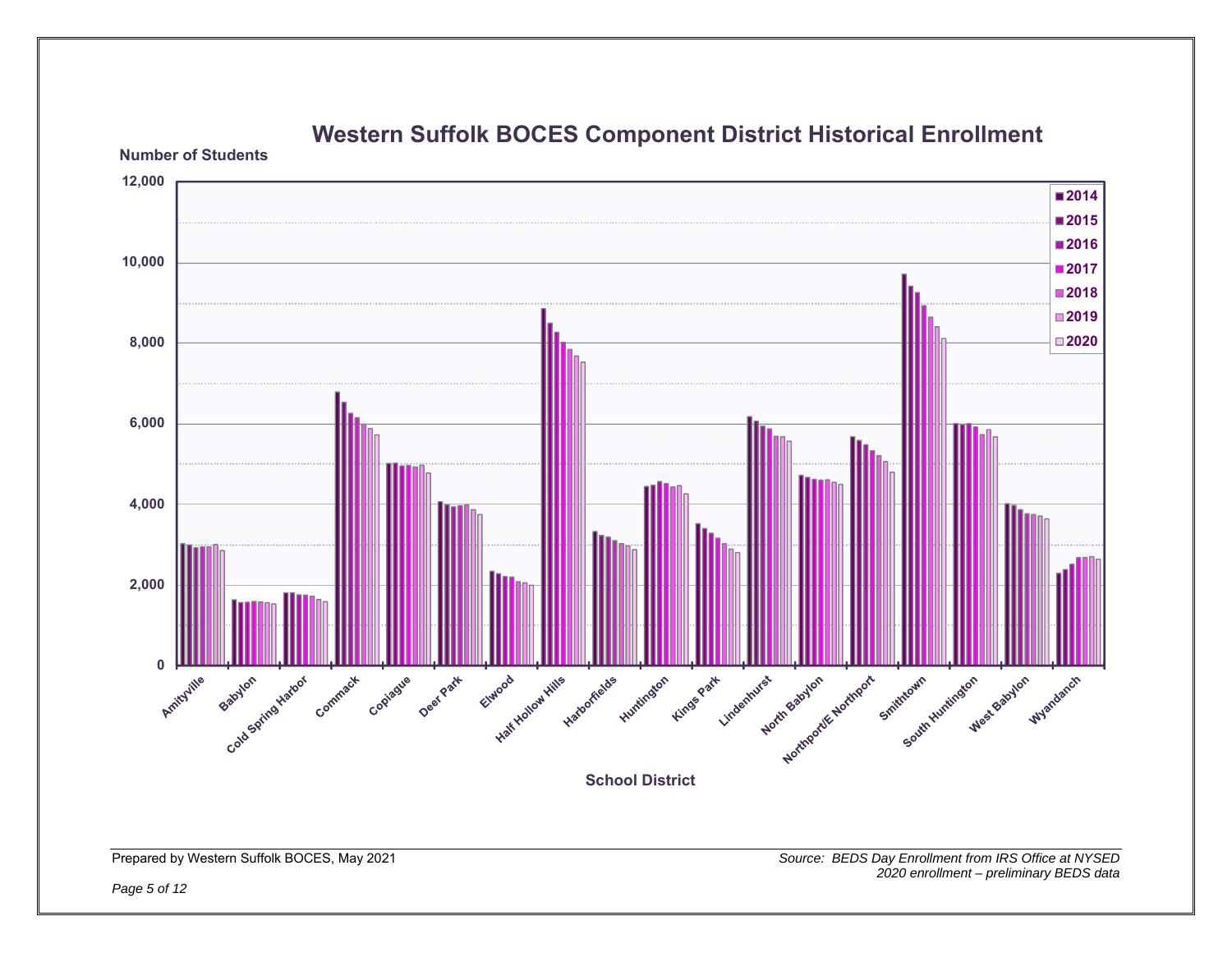# Western Suffolk BOCES Component District Historical Enrollment

Number of Students

12,000
10,000
8,000
6,000
4,000
2,000
0

2014
2015
2016
2017
2018
2019
2020

Amityville, Babylon, Cold Spring Harbor, Commack, Copiague, Deer Park, Elwood, Half Hollow Hills, Harborfields, Huntington, Kings Park, Lindenhurst, North Babylon, Northport/E Northport, Smithtown, South Huntington, West Babylon, Wyandanch

School District

Prepared by Western Suffolk BOCES, May 2021

*Source: BEDS Day Enrollment from IRS Office at NYSED*
*2020 enrollment – preliminary BEDS data*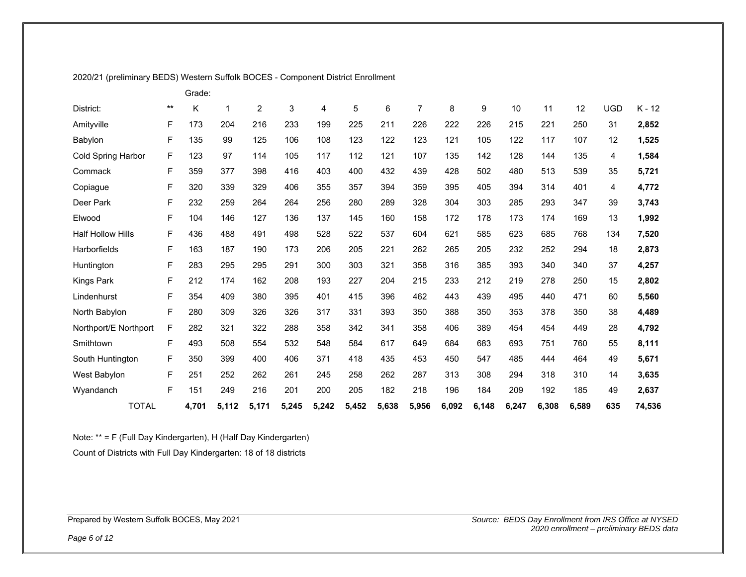2020/21 (preliminary BEDS) Western Suffolk BOCES - Component District Enrollment

| District: | ** | Grade: K | 1 | 2 | 3 | 4 | 5 | 6 | 7 | 8 | 9 | 10 | 11 | 12 | UGD | K - 12 |
|---|---|---|---|---|---|---|---|---|---|---|---|---|---|---|---|---|
| Amityville | F | 173 | 204 | 216 | 233 | 199 | 225 | 211 | 226 | 222 | 226 | 215 | 221 | 250 | 31 | **2,852** |
| Babylon | F | 135 | 99 | 125 | 106 | 108 | 123 | 122 | 123 | 121 | 105 | 122 | 117 | 107 | 12 | **1,525** |
| Cold Spring Harbor | F | 123 | 97 | 114 | 105 | 117 | 112 | 121 | 107 | 135 | 142 | 128 | 144 | 135 | 4 | **1,584** |
| Commack | F | 359 | 377 | 398 | 416 | 403 | 400 | 432 | 439 | 428 | 502 | 480 | 513 | 539 | 35 | **5,721** |
| Copiague | F | 320 | 339 | 329 | 406 | 355 | 357 | 394 | 359 | 395 | 405 | 394 | 314 | 401 | 4 | **4,772** |
| Deer Park | F | 232 | 259 | 264 | 264 | 256 | 280 | 289 | 328 | 304 | 303 | 285 | 293 | 347 | 39 | **3,743** |
| Elwood | F | 104 | 146 | 127 | 136 | 137 | 145 | 160 | 158 | 172 | 178 | 173 | 174 | 169 | 13 | **1,992** |
| Half Hollow Hills | F | 436 | 488 | 491 | 498 | 528 | 522 | 537 | 604 | 621 | 585 | 623 | 685 | 768 | 134 | **7,520** |
| Harborfields | F | 163 | 187 | 190 | 173 | 206 | 205 | 221 | 262 | 265 | 205 | 232 | 252 | 294 | 18 | **2,873** |
| Huntington | F | 283 | 295 | 295 | 291 | 300 | 303 | 321 | 358 | 316 | 385 | 393 | 340 | 340 | 37 | **4,257** |
| Kings Park | F | 212 | 174 | 162 | 208 | 193 | 227 | 204 | 215 | 233 | 212 | 219 | 278 | 250 | 15 | **2,802** |
| Lindenhurst | F | 354 | 409 | 380 | 395 | 401 | 415 | 396 | 462 | 443 | 439 | 495 | 440 | 471 | 60 | **5,560** |
| North Babylon | F | 280 | 309 | 326 | 326 | 317 | 331 | 393 | 350 | 388 | 350 | 353 | 378 | 350 | 38 | **4,489** |
| Northport/E Northport | F | 282 | 321 | 322 | 288 | 358 | 342 | 341 | 358 | 406 | 389 | 454 | 454 | 449 | 28 | **4,792** |
| Smithtown | F | 493 | 508 | 554 | 532 | 548 | 584 | 617 | 649 | 684 | 683 | 693 | 751 | 760 | 55 | **8,111** |
| South Huntington | F | 350 | 399 | 400 | 406 | 371 | 418 | 435 | 453 | 450 | 547 | 485 | 444 | 464 | 49 | **5,671** |
| West Babylon | F | 251 | 252 | 262 | 261 | 245 | 258 | 262 | 287 | 313 | 308 | 294 | 318 | 310 | 14 | **3,635** |
| Wyandanch | F | 151 | 249 | 216 | 201 | 200 | 205 | 182 | 218 | 196 | 184 | 209 | 192 | 185 | 49 | **2,637** |
| TOTAL | | **4,701** | **5,112** | **5,171** | **5,245** | **5,242** | **5,452** | **5,638** | **5,956** | **6,092** | **6,148** | **6,247** | **6,308** | **6,589** | **635** | **74,536** |

Note: ** = F (Full Day Kindergarten), H (Half Day Kindergarten)

Count of Districts with Full Day Kindergarten: 18 of 18 districts

Prepared by Western Suffolk BOCES, May 2021

*Source: BEDS Day Enrollment from IRS Office at NYSED 2020 enrollment – preliminary BEDS data*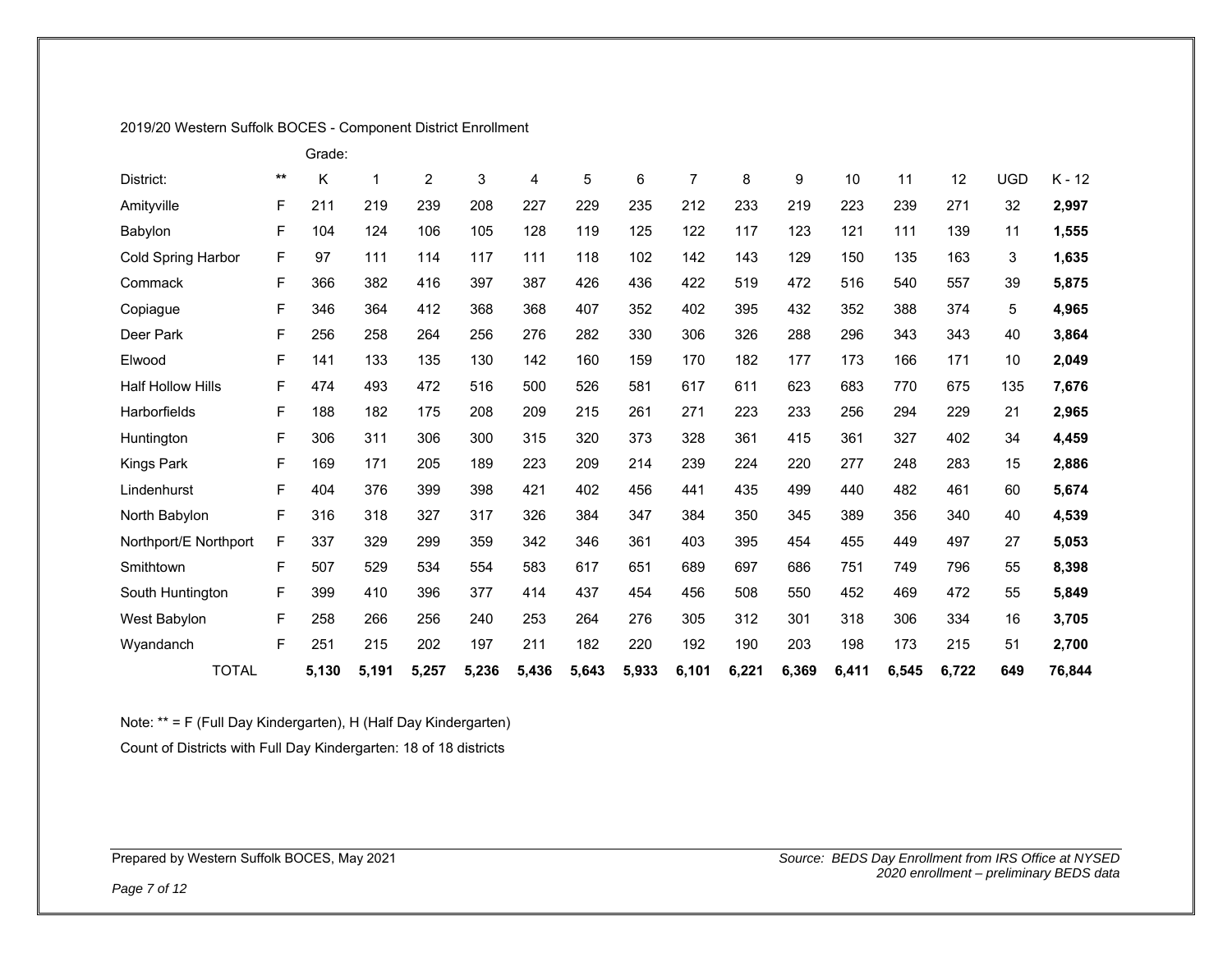2019/20 Western Suffolk BOCES - Component District Enrollment

| District: | ** | Grade: K | 1 | 2 | 3 | 4 | 5 | 6 | 7 | 8 | 9 | 10 | 11 | 12 | UGD | K - 12 |
|---|---|---|---|---|---|---|---|---|---|---|---|---|---|---|---|---|
| Amityville | F | 211 | 219 | 239 | 208 | 227 | 229 | 235 | 212 | 233 | 219 | 223 | 239 | 271 | 32 | **2,997** |
| Babylon | F | 104 | 124 | 106 | 105 | 128 | 119 | 125 | 122 | 117 | 123 | 121 | 111 | 139 | 11 | **1,555** |
| Cold Spring Harbor | F | 97 | 111 | 114 | 117 | 111 | 118 | 102 | 142 | 143 | 129 | 150 | 135 | 163 | 3 | **1,635** |
| Commack | F | 366 | 382 | 416 | 397 | 387 | 426 | 436 | 422 | 519 | 472 | 516 | 540 | 557 | 39 | **5,875** |
| Copiague | F | 346 | 364 | 412 | 368 | 368 | 407 | 352 | 402 | 395 | 432 | 352 | 388 | 374 | 5 | **4,965** |
| Deer Park | F | 256 | 258 | 264 | 256 | 276 | 282 | 330 | 306 | 326 | 288 | 296 | 343 | 343 | 40 | **3,864** |
| Elwood | F | 141 | 133 | 135 | 130 | 142 | 160 | 159 | 170 | 182 | 177 | 173 | 166 | 171 | 10 | **2,049** |
| Half Hollow Hills | F | 474 | 493 | 472 | 516 | 500 | 526 | 581 | 617 | 611 | 623 | 683 | 770 | 675 | 135 | **7,676** |
| Harborfields | F | 188 | 182 | 175 | 208 | 209 | 215 | 261 | 271 | 223 | 233 | 256 | 294 | 229 | 21 | **2,965** |
| Huntington | F | 306 | 311 | 306 | 300 | 315 | 320 | 373 | 328 | 361 | 415 | 361 | 327 | 402 | 34 | **4,459** |
| Kings Park | F | 169 | 171 | 205 | 189 | 223 | 209 | 214 | 239 | 224 | 220 | 277 | 248 | 283 | 15 | **2,886** |
| Lindenhurst | F | 404 | 376 | 399 | 398 | 421 | 402 | 456 | 441 | 435 | 499 | 440 | 482 | 461 | 60 | **5,674** |
| North Babylon | F | 316 | 318 | 327 | 317 | 326 | 384 | 347 | 384 | 350 | 345 | 389 | 356 | 340 | 40 | **4,539** |
| Northport/E Northport | F | 337 | 329 | 299 | 359 | 342 | 346 | 361 | 403 | 395 | 454 | 455 | 449 | 497 | 27 | **5,053** |
| Smithtown | F | 507 | 529 | 534 | 554 | 583 | 617 | 651 | 689 | 697 | 686 | 751 | 749 | 796 | 55 | **8,398** |
| South Huntington | F | 399 | 410 | 396 | 377 | 414 | 437 | 454 | 456 | 508 | 550 | 452 | 469 | 472 | 55 | **5,849** |
| West Babylon | F | 258 | 266 | 256 | 240 | 253 | 264 | 276 | 305 | 312 | 301 | 318 | 306 | 334 | 16 | **3,705** |
| Wyandanch | F | 251 | 215 | 202 | 197 | 211 | 182 | 220 | 192 | 190 | 203 | 198 | 173 | 215 | 51 | **2,700** |
| TOTAL | | **5,130** | **5,191** | **5,257** | **5,236** | **5,436** | **5,643** | **5,933** | **6,101** | **6,221** | **6,369** | **6,411** | **6,545** | **6,722** | **649** | **76,844** |

Note: ** = F (Full Day Kindergarten), H (Half Day Kindergarten)

Count of Districts with Full Day Kindergarten: 18 of 18 districts

Prepared by Western Suffolk BOCES, May 2021

*Source: BEDS Day Enrollment from IRS Office at NYSED*
*2020 enrollment – preliminary BEDS data*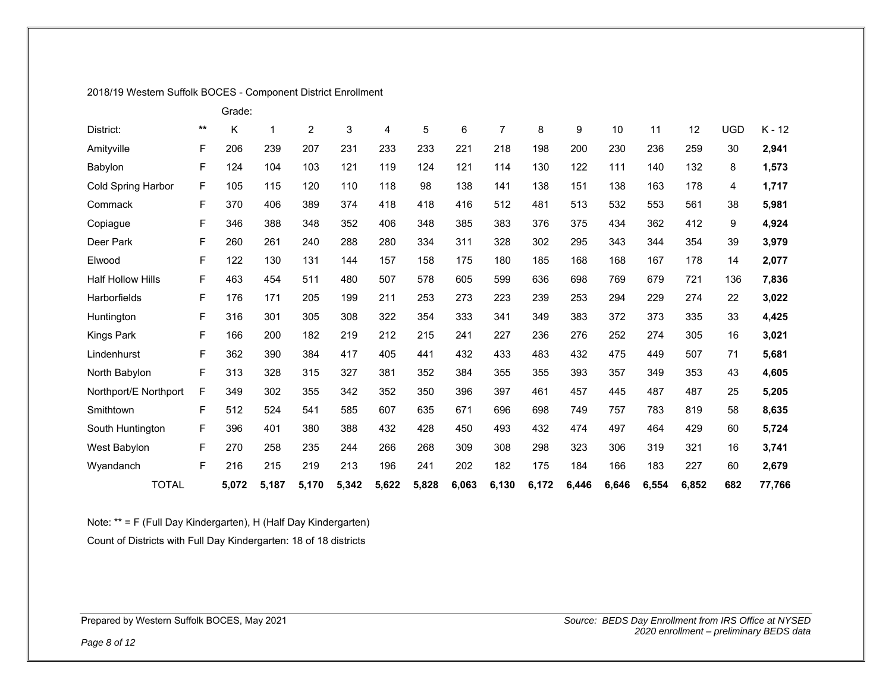2018/19 Western Suffolk BOCES - Component District Enrollment

| District: | ** | Grade: K | 1 | 2 | 3 | 4 | 5 | 6 | 7 | 8 | 9 | 10 | 11 | 12 | UGD | K - 12 |
|---|---|---|---|---|---|---|---|---|---|---|---|---|---|---|---|---|
| Amityville | F | 206 | 239 | 207 | 231 | 233 | 233 | 221 | 218 | 198 | 200 | 230 | 236 | 259 | 30 | **2,941** |
| Babylon | F | 124 | 104 | 103 | 121 | 119 | 124 | 121 | 114 | 130 | 122 | 111 | 140 | 132 | 8 | **1,573** |
| Cold Spring Harbor | F | 105 | 115 | 120 | 110 | 118 | 98 | 138 | 141 | 138 | 151 | 138 | 163 | 178 | 4 | **1,717** |
| Commack | F | 370 | 406 | 389 | 374 | 418 | 418 | 416 | 512 | 481 | 513 | 532 | 553 | 561 | 38 | **5,981** |
| Copiague | F | 346 | 388 | 348 | 352 | 406 | 348 | 385 | 383 | 376 | 375 | 434 | 362 | 412 | 9 | **4,924** |
| Deer Park | F | 260 | 261 | 240 | 288 | 280 | 334 | 311 | 328 | 302 | 295 | 343 | 344 | 354 | 39 | **3,979** |
| Elwood | F | 122 | 130 | 131 | 144 | 157 | 158 | 175 | 180 | 185 | 168 | 168 | 167 | 178 | 14 | **2,077** |
| Half Hollow Hills | F | 463 | 454 | 511 | 480 | 507 | 578 | 605 | 599 | 636 | 698 | 769 | 679 | 721 | 136 | **7,836** |
| Harborfields | F | 176 | 171 | 205 | 199 | 211 | 253 | 273 | 223 | 239 | 253 | 294 | 229 | 274 | 22 | **3,022** |
| Huntington | F | 316 | 301 | 305 | 308 | 322 | 354 | 333 | 341 | 349 | 383 | 372 | 373 | 335 | 33 | **4,425** |
| Kings Park | F | 166 | 200 | 182 | 219 | 212 | 215 | 241 | 227 | 236 | 276 | 252 | 274 | 305 | 16 | **3,021** |
| Lindenhurst | F | 362 | 390 | 384 | 417 | 405 | 441 | 432 | 433 | 483 | 432 | 475 | 449 | 507 | 71 | **5,681** |
| North Babylon | F | 313 | 328 | 315 | 327 | 381 | 352 | 384 | 355 | 355 | 393 | 357 | 349 | 353 | 43 | **4,605** |
| Northport/E Northport | F | 349 | 302 | 355 | 342 | 352 | 350 | 396 | 397 | 461 | 457 | 445 | 487 | 487 | 25 | **5,205** |
| Smithtown | F | 512 | 524 | 541 | 585 | 607 | 635 | 671 | 696 | 698 | 749 | 757 | 783 | 819 | 58 | **8,635** |
| South Huntington | F | 396 | 401 | 380 | 388 | 432 | 428 | 450 | 493 | 432 | 474 | 497 | 464 | 429 | 60 | **5,724** |
| West Babylon | F | 270 | 258 | 235 | 244 | 266 | 268 | 309 | 308 | 298 | 323 | 306 | 319 | 321 | 16 | **3,741** |
| Wyandanch | F | 216 | 215 | 219 | 213 | 196 | 241 | 202 | 182 | 175 | 184 | 166 | 183 | 227 | 60 | **2,679** |
| TOTAL | | **5,072** | **5,187** | **5,170** | **5,342** | **5,622** | **5,828** | **6,063** | **6,130** | **6,172** | **6,446** | **6,646** | **6,554** | **6,852** | **682** | **77,766** |

Note: ** = F (Full Day Kindergarten), H (Half Day Kindergarten)

Count of Districts with Full Day Kindergarten: 18 of 18 districts

Prepared by Western Suffolk BOCES, May 2021

*Source: BEDS Day Enrollment from IRS Office at NYSED*
*2020 enrollment – preliminary BEDS data*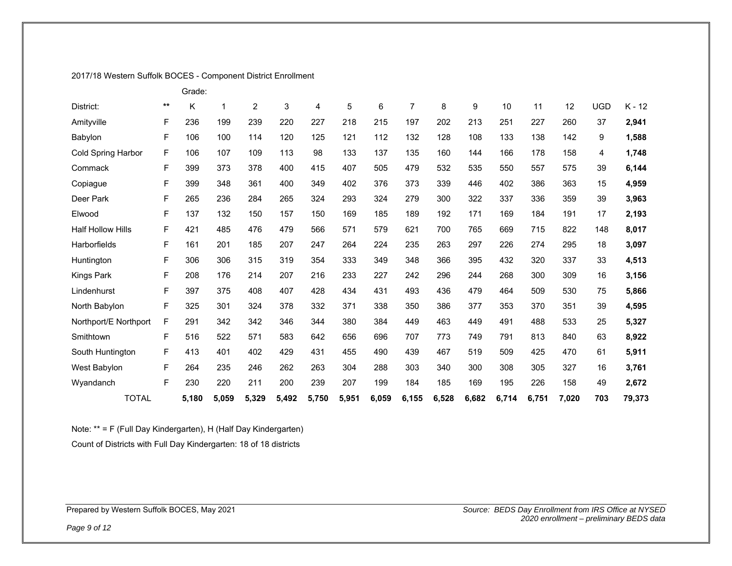2017/18 Western Suffolk BOCES - Component District Enrollment

| District: | ** | K | 1 | 2 | 3 | 4 | 5 | 6 | 7 | 8 | 9 | 10 | 11 | 12 | UGD | K - 12 |
|---|---|---|---|---|---|---|---|---|---|---|---|---|---|---|---|---|
| Amityville | F | 236 | 199 | 239 | 220 | 227 | 218 | 215 | 197 | 202 | 213 | 251 | 227 | 260 | 37 | **2,941** |
| Babylon | F | 106 | 100 | 114 | 120 | 125 | 121 | 112 | 132 | 128 | 108 | 133 | 138 | 142 | 9 | **1,588** |
| Cold Spring Harbor | F | 106 | 107 | 109 | 113 | 98 | 133 | 137 | 135 | 160 | 144 | 166 | 178 | 158 | 4 | **1,748** |
| Commack | F | 399 | 373 | 378 | 400 | 415 | 407 | 505 | 479 | 532 | 535 | 550 | 557 | 575 | 39 | **6,144** |
| Copiague | F | 399 | 348 | 361 | 400 | 349 | 402 | 376 | 373 | 339 | 446 | 402 | 386 | 363 | 15 | **4,959** |
| Deer Park | F | 265 | 236 | 284 | 265 | 324 | 293 | 324 | 279 | 300 | 322 | 337 | 336 | 359 | 39 | **3,963** |
| Elwood | F | 137 | 132 | 150 | 157 | 150 | 169 | 185 | 189 | 192 | 171 | 169 | 184 | 191 | 17 | **2,193** |
| Half Hollow Hills | F | 421 | 485 | 476 | 479 | 566 | 571 | 579 | 621 | 700 | 765 | 669 | 715 | 822 | 148 | **8,017** |
| Harborfields | F | 161 | 201 | 185 | 207 | 247 | 264 | 224 | 235 | 263 | 297 | 226 | 274 | 295 | 18 | **3,097** |
| Huntington | F | 306 | 306 | 315 | 319 | 354 | 333 | 349 | 348 | 366 | 395 | 432 | 320 | 337 | 33 | **4,513** |
| Kings Park | F | 208 | 176 | 214 | 207 | 216 | 233 | 227 | 242 | 296 | 244 | 268 | 300 | 309 | 16 | **3,156** |
| Lindenhurst | F | 397 | 375 | 408 | 407 | 428 | 434 | 431 | 493 | 436 | 479 | 464 | 509 | 530 | 75 | **5,866** |
| North Babylon | F | 325 | 301 | 324 | 378 | 332 | 371 | 338 | 350 | 386 | 377 | 353 | 370 | 351 | 39 | **4,595** |
| Northport/E Northport | F | 291 | 342 | 342 | 346 | 344 | 380 | 384 | 449 | 463 | 449 | 491 | 488 | 533 | 25 | **5,327** |
| Smithtown | F | 516 | 522 | 571 | 583 | 642 | 656 | 696 | 707 | 773 | 749 | 791 | 813 | 840 | 63 | **8,922** |
| South Huntington | F | 413 | 401 | 402 | 429 | 431 | 455 | 490 | 439 | 467 | 519 | 509 | 425 | 470 | 61 | **5,911** |
| West Babylon | F | 264 | 235 | 246 | 262 | 263 | 304 | 288 | 303 | 340 | 300 | 308 | 305 | 327 | 16 | **3,761** |
| Wyandanch | F | 230 | 220 | 211 | 200 | 239 | 207 | 199 | 184 | 185 | 169 | 195 | 226 | 158 | 49 | **2,672** |
| TOTAL | | **5,180** | **5,059** | **5,329** | **5,492** | **5,750** | **5,951** | **6,059** | **6,155** | **6,528** | **6,682** | **6,714** | **6,751** | **7,020** | **703** | **79,373** |

Note: ** = F (Full Day Kindergarten), H (Half Day Kindergarten)

Count of Districts with Full Day Kindergarten: 18 of 18 districts

Prepared by Western Suffolk BOCES, May 2021

*Source: BEDS Day Enrollment from IRS Office at NYSED*
*2020 enrollment – preliminary BEDS data*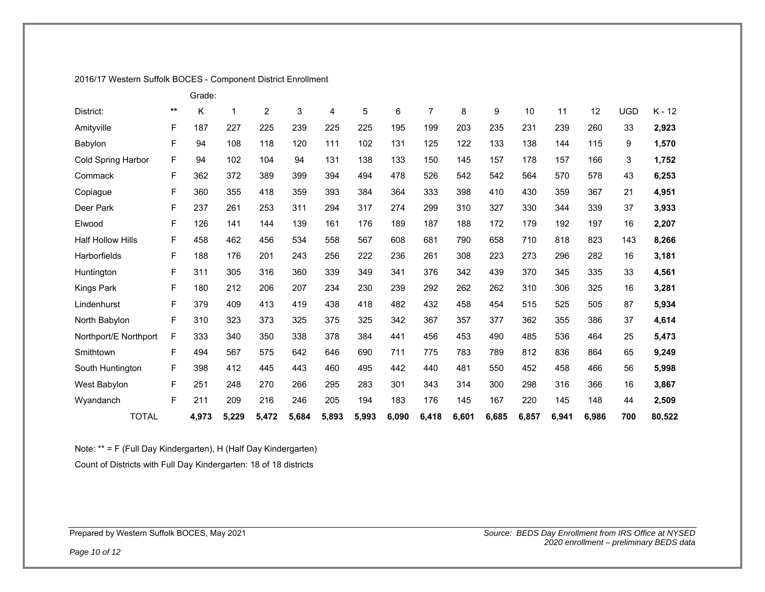2016/17 Western Suffolk BOCES - Component District Enrollment

| District: | ** | K | 1 | 2 | 3 | 4 | 5 | 6 | 7 | 8 | 9 | 10 | 11 | 12 | UGD | K - 12 |
|---|---|---|---|---|---|---|---|---|---|---|---|---|---|---|---|---|
| Amityville | F | 187 | 227 | 225 | 239 | 225 | 225 | 195 | 199 | 203 | 235 | 231 | 239 | 260 | 33 | **2,923** |
| Babylon | F | 94 | 108 | 118 | 120 | 111 | 102 | 131 | 125 | 122 | 133 | 138 | 144 | 115 | 9 | **1,570** |
| Cold Spring Harbor | F | 94 | 102 | 104 | 94 | 131 | 138 | 133 | 150 | 145 | 157 | 178 | 157 | 166 | 3 | **1,752** |
| Commack | F | 362 | 372 | 389 | 399 | 394 | 494 | 478 | 526 | 542 | 542 | 564 | 570 | 578 | 43 | **6,253** |
| Copiague | F | 360 | 355 | 418 | 359 | 393 | 384 | 364 | 333 | 398 | 410 | 430 | 359 | 367 | 21 | **4,951** |
| Deer Park | F | 237 | 261 | 253 | 311 | 294 | 317 | 274 | 299 | 310 | 327 | 330 | 344 | 339 | 37 | **3,933** |
| Elwood | F | 126 | 141 | 144 | 139 | 161 | 176 | 189 | 187 | 188 | 172 | 179 | 192 | 197 | 16 | **2,207** |
| Half Hollow Hills | F | 458 | 462 | 456 | 534 | 558 | 567 | 608 | 681 | 790 | 658 | 710 | 818 | 823 | 143 | **8,266** |
| Harborfields | F | 188 | 176 | 201 | 243 | 256 | 222 | 236 | 261 | 308 | 223 | 273 | 296 | 282 | 16 | **3,181** |
| Huntington | F | 311 | 305 | 316 | 360 | 339 | 349 | 341 | 376 | 342 | 439 | 370 | 345 | 335 | 33 | **4,561** |
| Kings Park | F | 180 | 212 | 206 | 207 | 234 | 230 | 239 | 292 | 262 | 262 | 310 | 306 | 325 | 16 | **3,281** |
| Lindenhurst | F | 379 | 409 | 413 | 419 | 438 | 418 | 482 | 432 | 458 | 454 | 515 | 525 | 505 | 87 | **5,934** |
| North Babylon | F | 310 | 323 | 373 | 325 | 375 | 325 | 342 | 367 | 357 | 377 | 362 | 355 | 386 | 37 | **4,614** |
| Northport/E Northport | F | 333 | 340 | 350 | 338 | 378 | 384 | 441 | 456 | 453 | 490 | 485 | 536 | 464 | 25 | **5,473** |
| Smithtown | F | 494 | 567 | 575 | 642 | 646 | 690 | 711 | 775 | 783 | 789 | 812 | 836 | 864 | 65 | **9,249** |
| South Huntington | F | 398 | 412 | 445 | 443 | 460 | 495 | 442 | 440 | 481 | 550 | 452 | 458 | 466 | 56 | **5,998** |
| West Babylon | F | 251 | 248 | 270 | 266 | 295 | 283 | 301 | 343 | 314 | 300 | 298 | 316 | 366 | 16 | **3,867** |
| Wyandanch | F | 211 | 209 | 216 | 246 | 205 | 194 | 183 | 176 | 145 | 167 | 220 | 145 | 148 | 44 | **2,509** |
| TOTAL | | **4,973** | **5,229** | **5,472** | **5,684** | **5,893** | **5,993** | **6,090** | **6,418** | **6,601** | **6,685** | **6,857** | **6,941** | **6,986** | **700** | **80,522** |

Note: ** = F (Full Day Kindergarten), H (Half Day Kindergarten)

Count of Districts with Full Day Kindergarten: 18 of 18 districts

Prepared by Western Suffolk BOCES, May 2021

*Source: BEDS Day Enrollment from IRS Office at NYSED*
*2020 enrollment – preliminary BEDS data*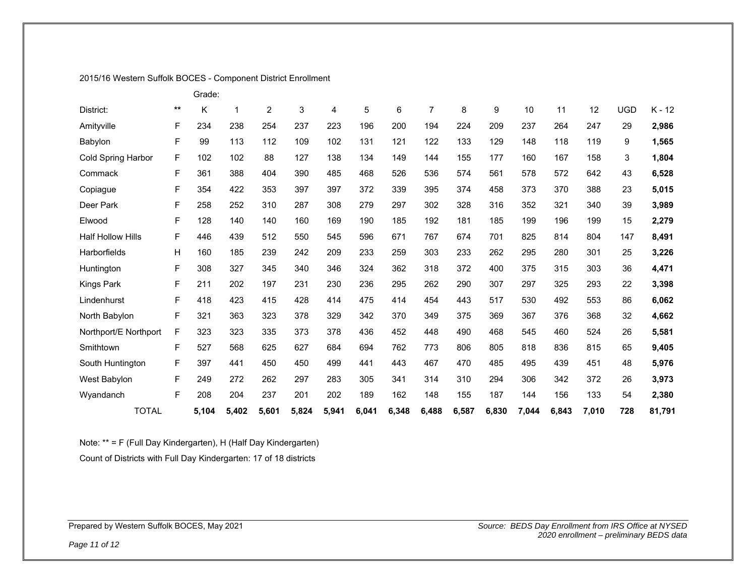2015/16 Western Suffolk BOCES - Component District Enrollment

| District: | ** | Grade: K | 1 | 2 | 3 | 4 | 5 | 6 | 7 | 8 | 9 | 10 | 11 | 12 | UGD | K - 12 |
|---|---|---|---|---|---|---|---|---|---|---|---|---|---|---|---|---|
| Amityville | F | 234 | 238 | 254 | 237 | 223 | 196 | 200 | 194 | 224 | 209 | 237 | 264 | 247 | 29 | **2,986** |
| Babylon | F | 99 | 113 | 112 | 109 | 102 | 131 | 121 | 122 | 133 | 129 | 148 | 118 | 119 | 9 | **1,565** |
| Cold Spring Harbor | F | 102 | 102 | 88 | 127 | 138 | 134 | 149 | 144 | 155 | 177 | 160 | 167 | 158 | 3 | **1,804** |
| Commack | F | 361 | 388 | 404 | 390 | 485 | 468 | 526 | 536 | 574 | 561 | 578 | 572 | 642 | 43 | **6,528** |
| Copiague | F | 354 | 422 | 353 | 397 | 397 | 372 | 339 | 395 | 374 | 458 | 373 | 370 | 388 | 23 | **5,015** |
| Deer Park | F | 258 | 252 | 310 | 287 | 308 | 279 | 297 | 302 | 328 | 316 | 352 | 321 | 340 | 39 | **3,989** |
| Elwood | F | 128 | 140 | 140 | 160 | 169 | 190 | 185 | 192 | 181 | 185 | 199 | 196 | 199 | 15 | **2,279** |
| Half Hollow Hills | F | 446 | 439 | 512 | 550 | 545 | 596 | 671 | 767 | 674 | 701 | 825 | 814 | 804 | 147 | **8,491** |
| Harborfields | H | 160 | 185 | 239 | 242 | 209 | 233 | 259 | 303 | 233 | 262 | 295 | 280 | 301 | 25 | **3,226** |
| Huntington | F | 308 | 327 | 345 | 340 | 346 | 324 | 362 | 318 | 372 | 400 | 375 | 315 | 303 | 36 | **4,471** |
| Kings Park | F | 211 | 202 | 197 | 231 | 230 | 236 | 295 | 262 | 290 | 307 | 297 | 325 | 293 | 22 | **3,398** |
| Lindenhurst | F | 418 | 423 | 415 | 428 | 414 | 475 | 414 | 454 | 443 | 517 | 530 | 492 | 553 | 86 | **6,062** |
| North Babylon | F | 321 | 363 | 323 | 378 | 329 | 342 | 370 | 349 | 375 | 369 | 367 | 376 | 368 | 32 | **4,662** |
| Northport/E Northport | F | 323 | 323 | 335 | 373 | 378 | 436 | 452 | 448 | 490 | 468 | 545 | 460 | 524 | 26 | **5,581** |
| Smithtown | F | 527 | 568 | 625 | 627 | 684 | 694 | 762 | 773 | 806 | 805 | 818 | 836 | 815 | 65 | **9,405** |
| South Huntington | F | 397 | 441 | 450 | 450 | 499 | 441 | 443 | 467 | 470 | 485 | 495 | 439 | 451 | 48 | **5,976** |
| West Babylon | F | 249 | 272 | 262 | 297 | 283 | 305 | 341 | 314 | 310 | 294 | 306 | 342 | 372 | 26 | **3,973** |
| Wyandanch | F | 208 | 204 | 237 | 201 | 202 | 189 | 162 | 148 | 155 | 187 | 144 | 156 | 133 | 54 | **2,380** |
| TOTAL | | **5,104** | **5,402** | **5,601** | **5,824** | **5,941** | **6,041** | **6,348** | **6,488** | **6,587** | **6,830** | **7,044** | **6,843** | **7,010** | **728** | **81,791** |

Note: ** = F (Full Day Kindergarten), H (Half Day Kindergarten)

Count of Districts with Full Day Kindergarten: 17 of 18 districts

Prepared by Western Suffolk BOCES, May 2021

*Source: BEDS Day Enrollment from IRS Office at NYSED*
*2020 enrollment – preliminary BEDS data*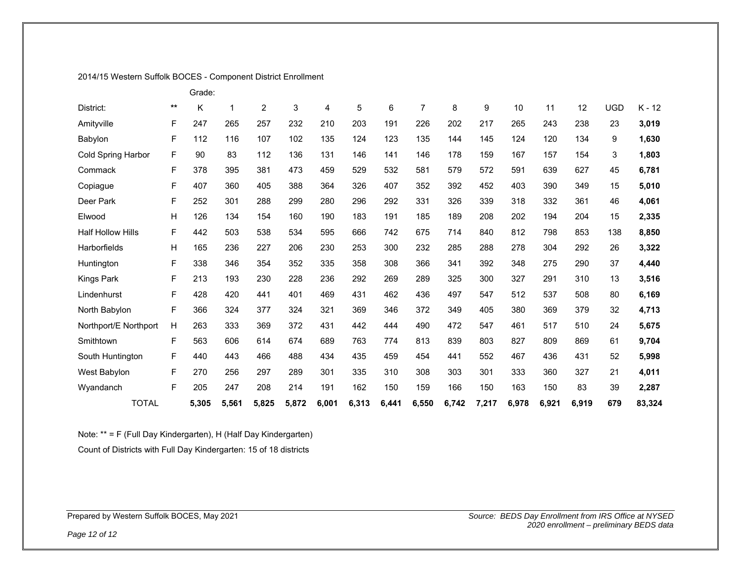2014/15 Western Suffolk BOCES - Component District Enrollment

| District: | ** | Grade: K | 1 | 2 | 3 | 4 | 5 | 6 | 7 | 8 | 9 | 10 | 11 | 12 | UGD | K - 12 |
|---|---|---|---|---|---|---|---|---|---|---|---|---|---|---|---|---|
| Amityville | F | 247 | 265 | 257 | 232 | 210 | 203 | 191 | 226 | 202 | 217 | 265 | 243 | 238 | 23 | **3,019** |
| Babylon | F | 112 | 116 | 107 | 102 | 135 | 124 | 123 | 135 | 144 | 145 | 124 | 120 | 134 | 9 | **1,630** |
| Cold Spring Harbor | F | 90 | 83 | 112 | 136 | 131 | 146 | 141 | 146 | 178 | 159 | 167 | 157 | 154 | 3 | **1,803** |
| Commack | F | 378 | 395 | 381 | 473 | 459 | 529 | 532 | 581 | 579 | 572 | 591 | 639 | 627 | 45 | **6,781** |
| Copiague | F | 407 | 360 | 405 | 388 | 364 | 326 | 407 | 352 | 392 | 452 | 403 | 390 | 349 | 15 | **5,010** |
| Deer Park | F | 252 | 301 | 288 | 299 | 280 | 296 | 292 | 331 | 326 | 339 | 318 | 332 | 361 | 46 | **4,061** |
| Elwood | H | 126 | 134 | 154 | 160 | 190 | 183 | 191 | 185 | 189 | 208 | 202 | 194 | 204 | 15 | **2,335** |
| Half Hollow Hills | F | 442 | 503 | 538 | 534 | 595 | 666 | 742 | 675 | 714 | 840 | 812 | 798 | 853 | 138 | **8,850** |
| Harborfields | H | 165 | 236 | 227 | 206 | 230 | 253 | 300 | 232 | 285 | 288 | 278 | 304 | 292 | 26 | **3,322** |
| Huntington | F | 338 | 346 | 354 | 352 | 335 | 358 | 308 | 366 | 341 | 392 | 348 | 275 | 290 | 37 | **4,440** |
| Kings Park | F | 213 | 193 | 230 | 228 | 236 | 292 | 269 | 289 | 325 | 300 | 327 | 291 | 310 | 13 | **3,516** |
| Lindenhurst | F | 428 | 420 | 441 | 401 | 469 | 431 | 462 | 436 | 497 | 547 | 512 | 537 | 508 | 80 | **6,169** |
| North Babylon | F | 366 | 324 | 377 | 324 | 321 | 369 | 346 | 372 | 349 | 405 | 380 | 369 | 379 | 32 | **4,713** |
| Northport/E Northport | H | 263 | 333 | 369 | 372 | 431 | 442 | 444 | 490 | 472 | 547 | 461 | 517 | 510 | 24 | **5,675** |
| Smithtown | F | 563 | 606 | 614 | 674 | 689 | 763 | 774 | 813 | 839 | 803 | 827 | 809 | 869 | 61 | **9,704** |
| South Huntington | F | 440 | 443 | 466 | 488 | 434 | 435 | 459 | 454 | 441 | 552 | 467 | 436 | 431 | 52 | **5,998** |
| West Babylon | F | 270 | 256 | 297 | 289 | 301 | 335 | 310 | 308 | 303 | 301 | 333 | 360 | 327 | 21 | **4,011** |
| Wyandanch | F | 205 | 247 | 208 | 214 | 191 | 162 | 150 | 159 | 166 | 150 | 163 | 150 | 83 | 39 | **2,287** |
| TOTAL | | **5,305** | **5,561** | **5,825** | **5,872** | **6,001** | **6,313** | **6,441** | **6,550** | **6,742** | **7,217** | **6,978** | **6,921** | **6,919** | **679** | **83,324** |

Note: ** = F (Full Day Kindergarten), H (Half Day Kindergarten)

Count of Districts with Full Day Kindergarten: 15 of 18 districts

Prepared by Western Suffolk BOCES, May 2021

*Source: BEDS Day Enrollment from IRS Office at NYSED*
*2020 enrollment – preliminary BEDS data*